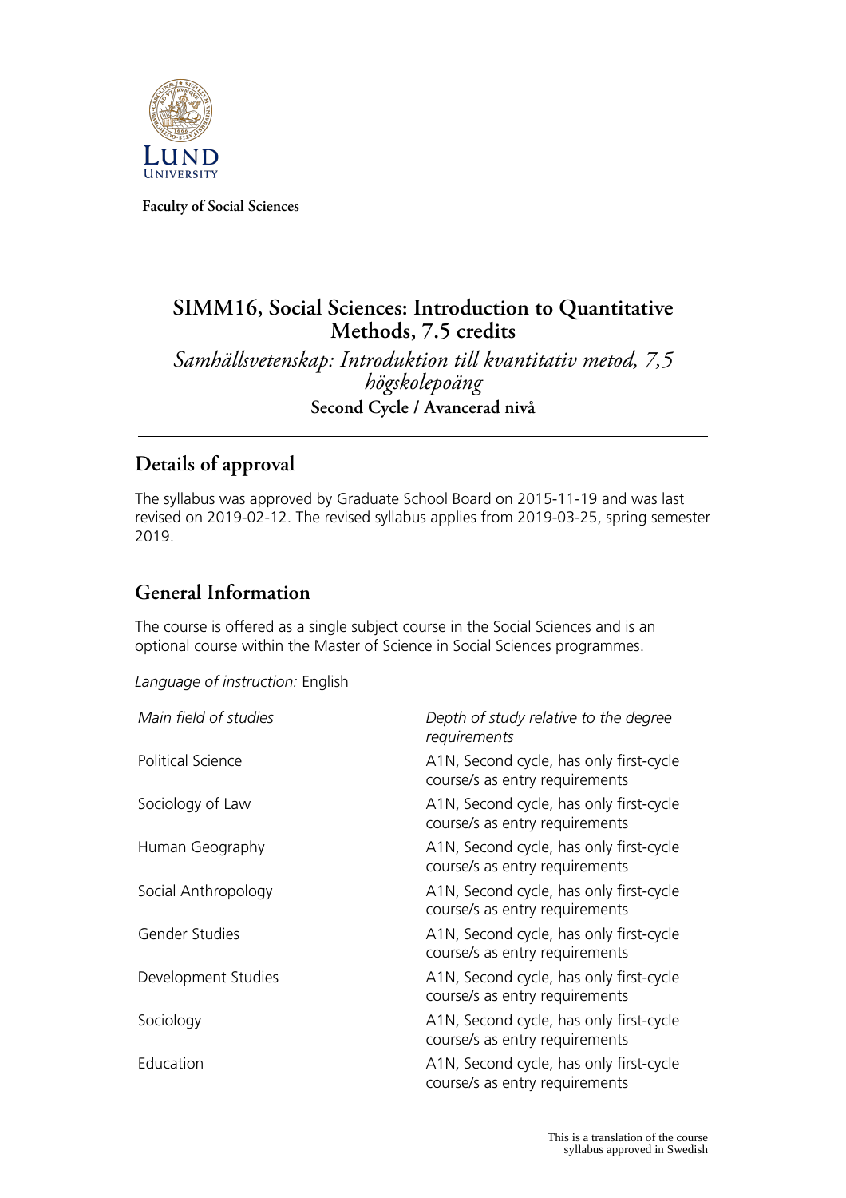Faculty of Social Sciences

# SIMM16, Social Sciences: Introduction to Quantitative Methods, 7.5 credits

*Samhällsvetenskap: Introduktion till kvantitativ metod, 7,5 högskolepoäng*

**Second Cycle / Avancerad nivå**

## Details of approval

The syllabus was approved by Graduate School Board on 2015-11-19 and was last revised on 2019-02-12. The revised syllabus applies from 2019-03-25, spring semester 2019.

## General Information

The course is offered as a single subject course in the Social Sciences and is an optional course within the Master of Science in Social Sciences programmes.

*Language of instruction:* English

| *Main field of studies* | *Depth of study relative to the degree requirements* |
|---|---|
| Political Science | A1N, Second cycle, has only first-cycle course/s as entry requirements |
| Sociology of Law | A1N, Second cycle, has only first-cycle course/s as entry requirements |
| Human Geography | A1N, Second cycle, has only first-cycle course/s as entry requirements |
| Social Anthropology | A1N, Second cycle, has only first-cycle course/s as entry requirements |
| Gender Studies | A1N, Second cycle, has only first-cycle course/s as entry requirements |
| Development Studies | A1N, Second cycle, has only first-cycle course/s as entry requirements |
| Sociology | A1N, Second cycle, has only first-cycle course/s as entry requirements |
| Education | A1N, Second cycle, has only first-cycle course/s as entry requirements |

This is a translation of the course syllabus approved in Swedish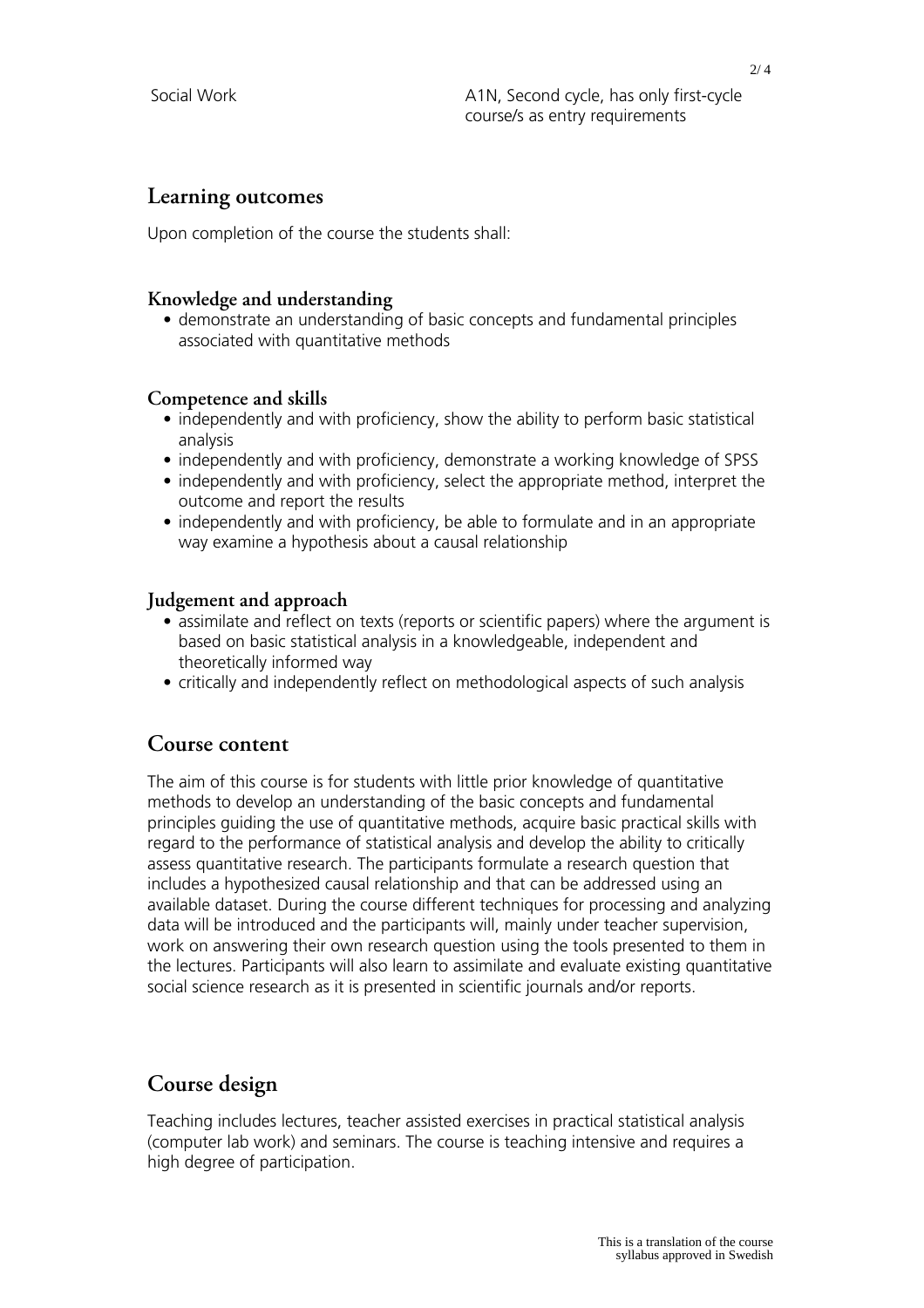## Learning outcomes

Upon completion of the course the students shall:

### Knowledge and understanding

- demonstrate an understanding of basic concepts and fundamental principles associated with quantitative methods

### Competence and skills

- independently and with proficiency, show the ability to perform basic statistical analysis
- independently and with proficiency, demonstrate a working knowledge of SPSS
- independently and with proficiency, select the appropriate method, interpret the outcome and report the results
- independently and with proficiency, be able to formulate and in an appropriate way examine a hypothesis about a causal relationship

### Judgement and approach

- assimilate and reflect on texts (reports or scientific papers) where the argument is based on basic statistical analysis in a knowledgeable, independent and theoretically informed way
- critically and independently reflect on methodological aspects of such analysis

## Course content

The aim of this course is for students with little prior knowledge of quantitative methods to develop an understanding of the basic concepts and fundamental principles guiding the use of quantitative methods, acquire basic practical skills with regard to the performance of statistical analysis and develop the ability to critically assess quantitative research. The participants formulate a research question that includes a hypothesized causal relationship and that can be addressed using an available dataset. During the course different techniques for processing and analyzing data will be introduced and the participants will, mainly under teacher supervision, work on answering their own research question using the tools presented to them in the lectures. Participants will also learn to assimilate and evaluate existing quantitative social science research as it is presented in scientific journals and/or reports.

## Course design

Teaching includes lectures, teacher assisted exercises in practical statistical analysis (computer lab work) and seminars. The course is teaching intensive and requires a high degree of participation.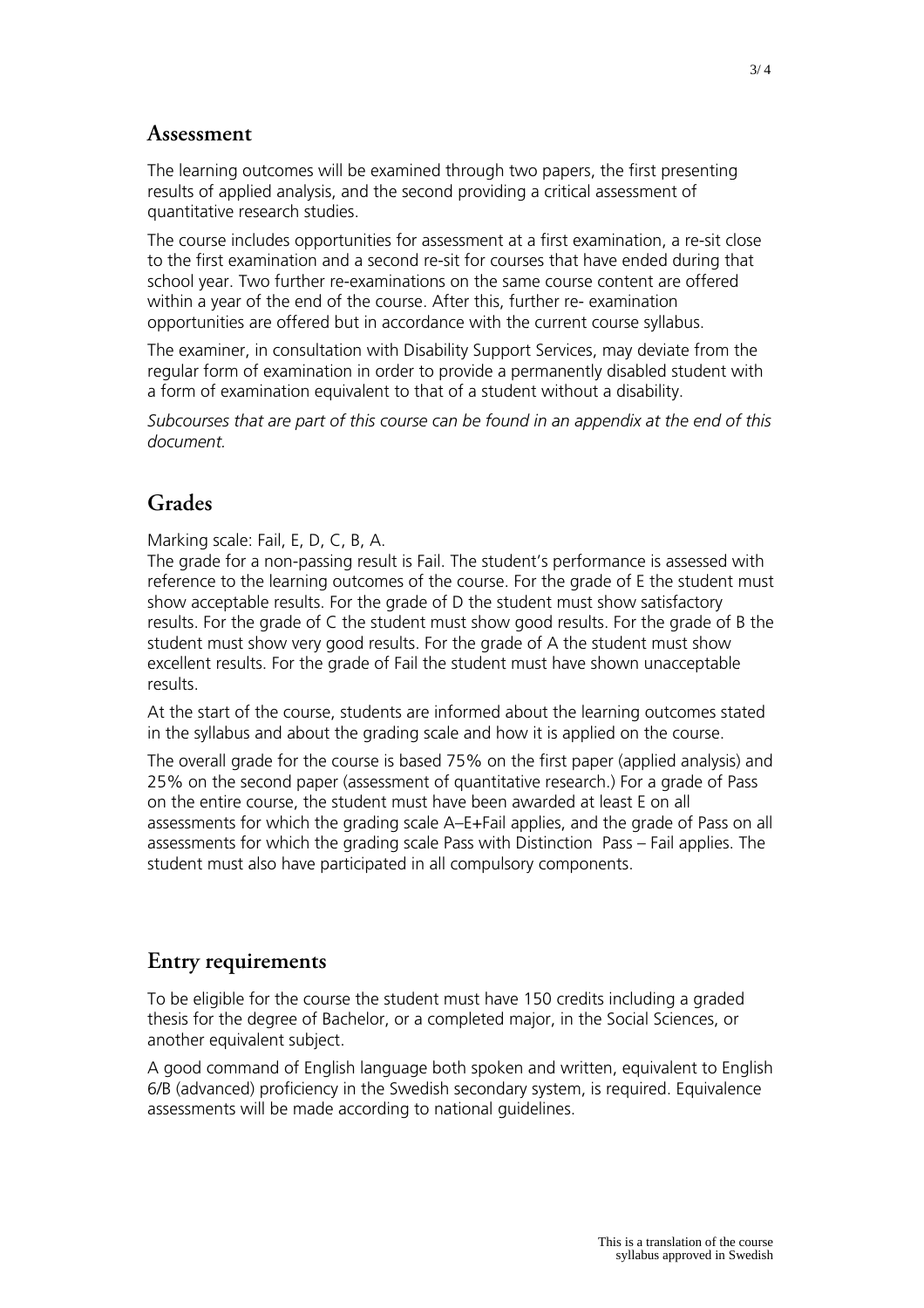## Assessment

The learning outcomes will be examined through two papers, the first presenting results of applied analysis, and the second providing a critical assessment of quantitative research studies.

The course includes opportunities for assessment at a first examination, a re-sit close to the first examination and a second re-sit for courses that have ended during that school year. Two further re-examinations on the same course content are offered within a year of the end of the course. After this, further re- examination opportunities are offered but in accordance with the current course syllabus.

The examiner, in consultation with Disability Support Services, may deviate from the regular form of examination in order to provide a permanently disabled student with a form of examination equivalent to that of a student without a disability.

*Subcourses that are part of this course can be found in an appendix at the end of this document.*

## Grades

Marking scale: Fail, E, D, C, B, A.

The grade for a non-passing result is Fail. The student's performance is assessed with reference to the learning outcomes of the course. For the grade of E the student must show acceptable results. For the grade of D the student must show satisfactory results. For the grade of C the student must show good results. For the grade of B the student must show very good results. For the grade of A the student must show excellent results. For the grade of Fail the student must have shown unacceptable results.

At the start of the course, students are informed about the learning outcomes stated in the syllabus and about the grading scale and how it is applied on the course.

The overall grade for the course is based 75% on the first paper (applied analysis) and 25% on the second paper (assessment of quantitative research.) For a grade of Pass on the entire course, the student must have been awarded at least E on all assessments for which the grading scale A–E+Fail applies, and the grade of Pass on all assessments for which the grading scale Pass with Distinction  Pass – Fail applies. The student must also have participated in all compulsory components.

## Entry requirements

To be eligible for the course the student must have 150 credits including a graded thesis for the degree of Bachelor, or a completed major, in the Social Sciences, or another equivalent subject.

A good command of English language both spoken and written, equivalent to English 6/B (advanced) proficiency in the Swedish secondary system, is required. Equivalence assessments will be made according to national guidelines.

This is a translation of the course syllabus approved in Swedish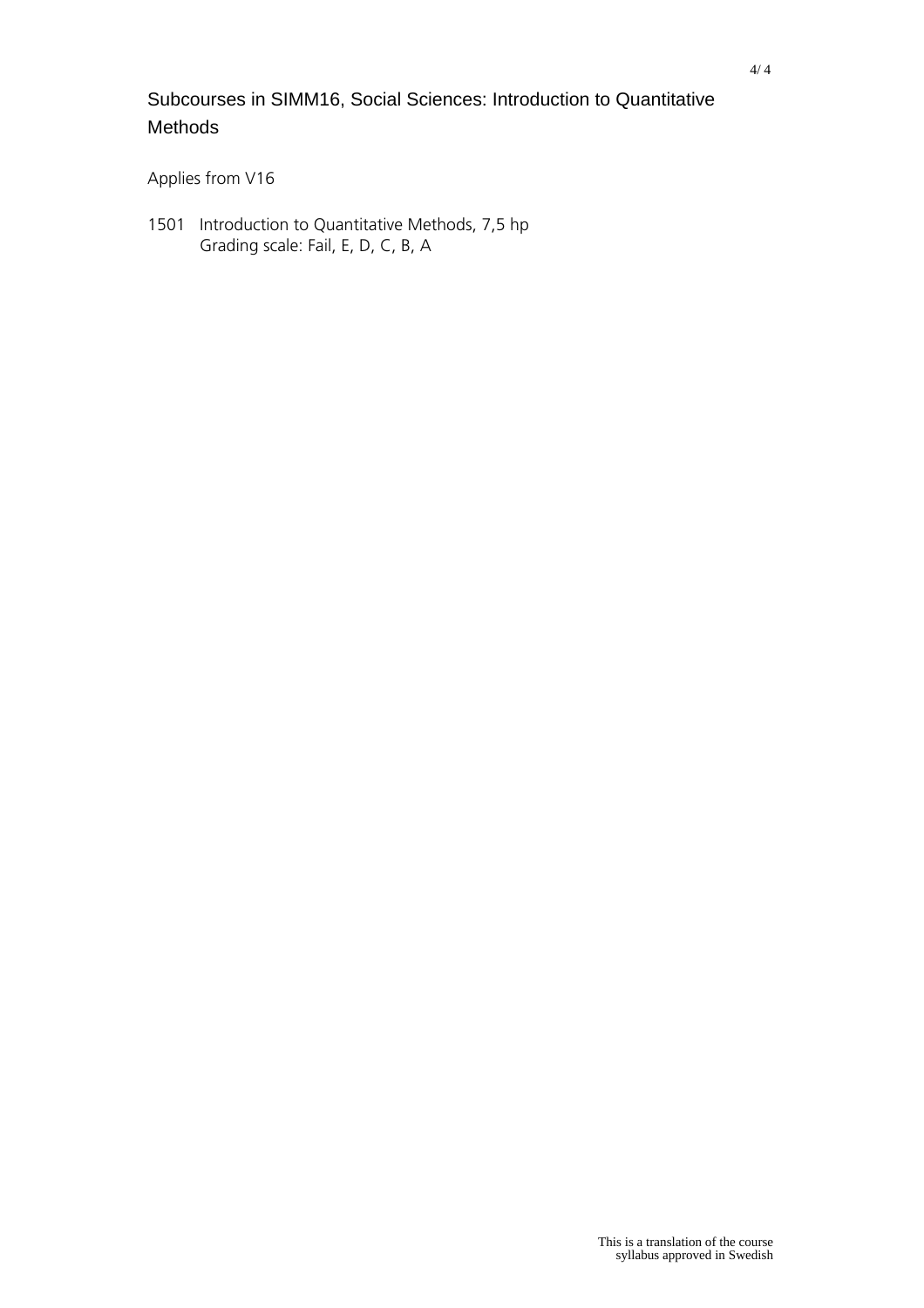## Subcourses in SIMM16, Social Sciences: Introduction to Quantitative Methods

Applies from V16

1501 Introduction to Quantitative Methods, 7,5 hp
Grading scale: Fail, E, D, C, B, A

This is a translation of the course syllabus approved in Swedish